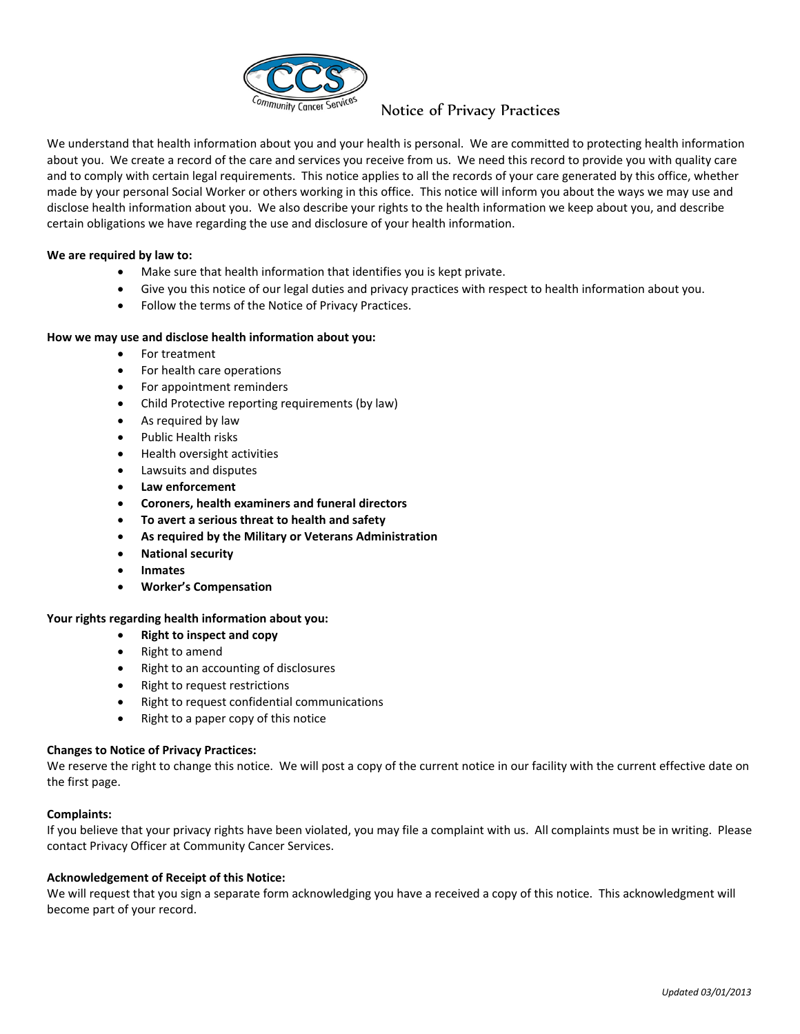# Notice of Privacy Practices

We understand that health information about you and your health is personal. We are committed to protecting health information about you. We create a record of the care and services you receive from us. We need this record to provide you with quality care and to comply with certain legal requirements. This notice applies to all the records of your care generated by this office, whether made by your personal Social Worker or others working in this office. This notice will inform you about the ways we may use and disclose health information about you. We also describe your rights to the health information we keep about you, and describe certain obligations we have regarding the use and disclosure of your health information.

**We are required by law to:**

- Make sure that health information that identifies you is kept private.
- Give you this notice of our legal duties and privacy practices with respect to health information about you.
- Follow the terms of the Notice of Privacy Practices.

**How we may use and disclose health information about you:**

- For treatment
- For health care operations
- For appointment reminders
- Child Protective reporting requirements (by law)
- As required by law
- Public Health risks
- Health oversight activities
- Lawsuits and disputes
- **Law enforcement**
- **Coroners, health examiners and funeral directors**
- **To avert a serious threat to health and safety**
- **As required by the Military or Veterans Administration**
- **National security**
- **Inmates**
- **Worker's Compensation**

**Your rights regarding health information about you:**

- **Right to inspect and copy**
- Right to amend
- Right to an accounting of disclosures
- Right to request restrictions
- Right to request confidential communications
- Right to a paper copy of this notice

**Changes to Notice of Privacy Practices:**

We reserve the right to change this notice. We will post a copy of the current notice in our facility with the current effective date on the first page.

**Complaints:**

If you believe that your privacy rights have been violated, you may file a complaint with us. All complaints must be in writing. Please contact Privacy Officer at Community Cancer Services.

**Acknowledgement of Receipt of this Notice:**

We will request that you sign a separate form acknowledging you have a received a copy of this notice. This acknowledgment will become part of your record.

*Updated 03/01/2013*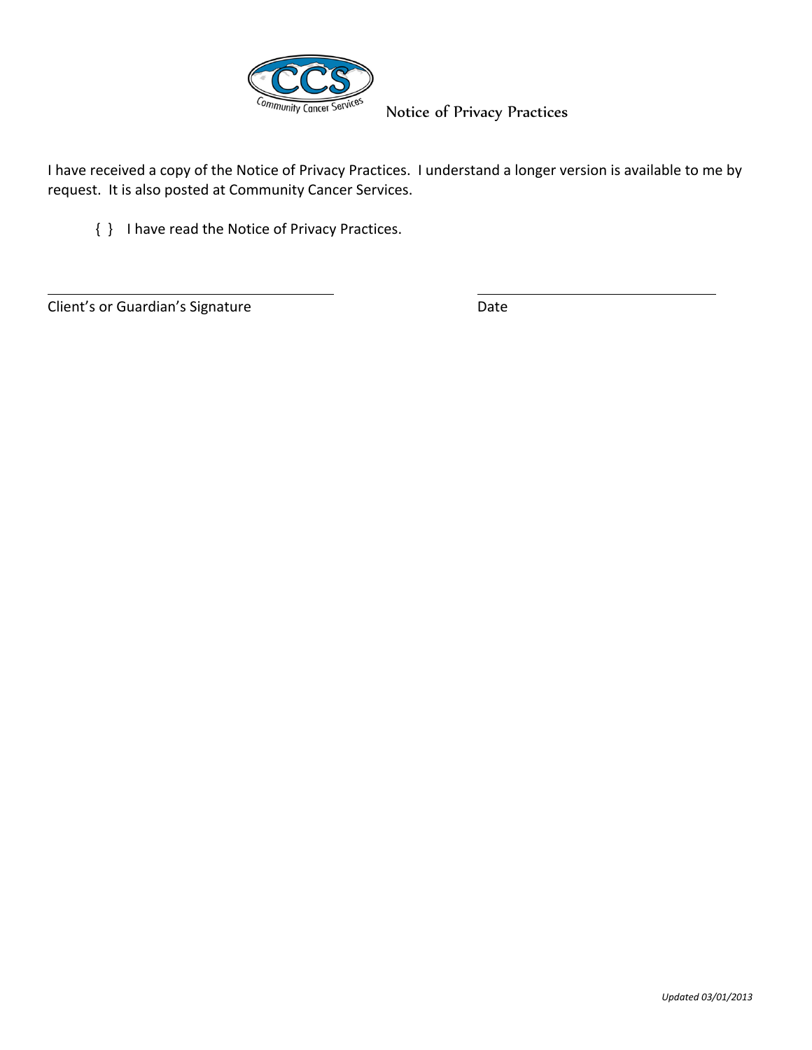# Notice of Privacy Practices

I have received a copy of the Notice of Privacy Practices. I understand a longer version is available to me by request. It is also posted at Community Cancer Services.

{ } I have read the Notice of Privacy Practices.

______________________________ ______________________________

Client's or Guardian's Signature Date

*Updated 03/01/2013*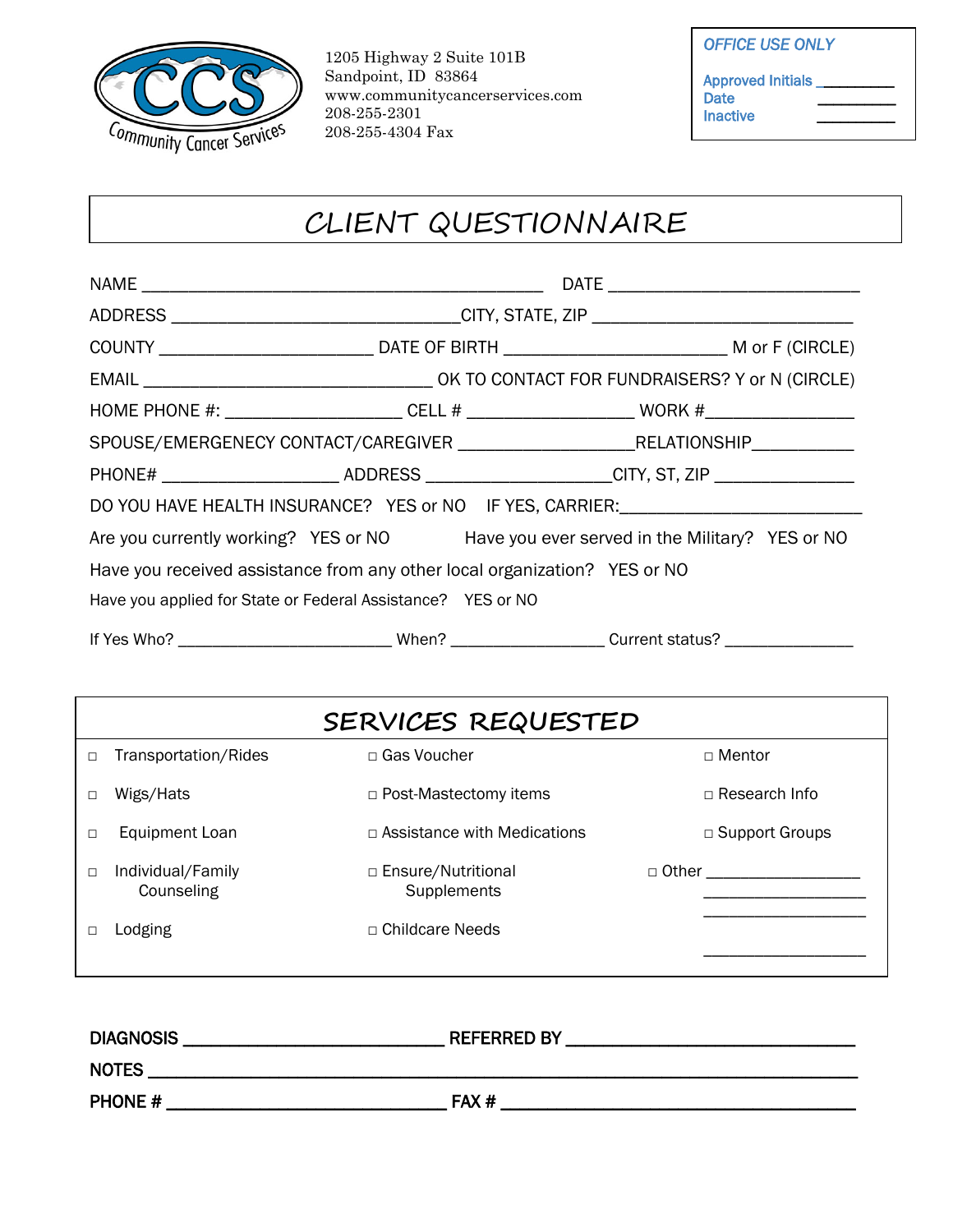CCS Community Cancer Services

1205 Highway 2 Suite 101B
Sandpoint, ID 83864
www.communitycancerservices.com
208-255-2301
208-255-4304 Fax

*OFFICE USE ONLY*

Approved Initials ________
Date ________
Inactive ________

# CLIENT QUESTIONNAIRE

NAME ____________________________________________ DATE ___________________________

ADDRESS _______________________________CITY, STATE, ZIP ____________________________

COUNTY _______________________ DATE OF BIRTH ________________________ M or F (CIRCLE)

EMAIL _______________________________ OK TO CONTACT FOR FUNDRAISERS? Y or N (CIRCLE)

HOME PHONE #: ___________________ CELL # _________________ WORK #_______________

SPOUSE/EMERGENECY CONTACT/CAREGIVER __________________RELATIONSHIP___________

PHONE# ___________________ ADDRESS ___________________CITY, ST, ZIP _______________

DO YOU HAVE HEALTH INSURANCE? YES or NO IF YES, CARRIER:_________________________

Are you currently working? YES or NO Have you ever served in the Military? YES or NO

Have you received assistance from any other local organization? YES or NO

Have you applied for State or Federal Assistance? YES or NO

If Yes Who? ________________________ When? _________________ Current status? ______________

## SERVICES REQUESTED

- □ Transportation/Rides
- □ Wigs/Hats
- □ Equipment Loan
- □ Individual/Family Counseling
- □ Lodging
- □ Gas Voucher
- □ Post-Mastectomy items
- □ Assistance with Medications
- □ Ensure/Nutritional Supplements
- □ Childcare Needs
- □ Mentor
- □ Research Info
- □ Support Groups
- □ Other _________________

**DIAGNOSIS** _____________________________ **REFERRED BY** _______________________________

**NOTES** _______________________________________________________________________________

**PHONE #** ______________________________ **FAX #** _______________________________________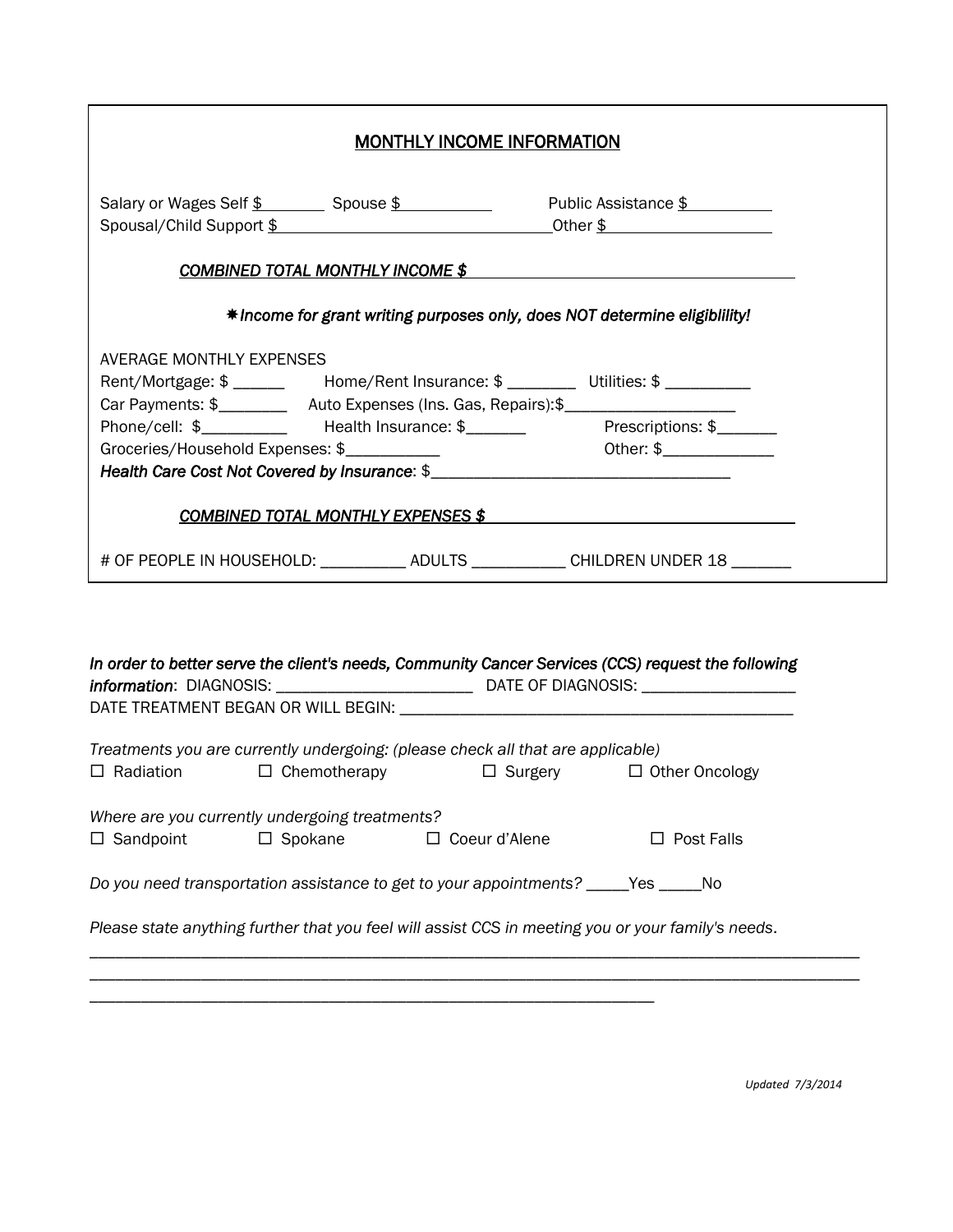## MONTHLY INCOME INFORMATION

Salary or Wages Self $________ Spouse $___________ Public Assistance $__________
Spousal/Child Support $__________________________________Other $____________________

***COMBINED TOTAL MONTHLY INCOME $*** ________________________________________

*✱Income for grant writing purposes only, does NOT determine eligiblility!*

AVERAGE MONTHLY EXPENSES

Rent/Mortgage: $ ______ Home/Rent Insurance: $ ________ Utilities: $ __________
Car Payments: $________ Auto Expenses (Ins. Gas, Repairs):$____________________
Phone/cell: $__________ Health Insurance: $_______ Prescriptions: $_______
Groceries/Household Expenses: $___________ Other: $_____________
*Health Care Cost Not Covered by Insurance*: $__________________________________

***COMBINED TOTAL MONTHLY EXPENSES $*** ___________________________________

# OF PEOPLE IN HOUSEHOLD: __________ ADULTS ___________ CHILDREN UNDER 18 _______

*In order to better serve the client's needs, Community Cancer Services (CCS) request the following* ***information***: DIAGNOSIS: _______________________ DATE OF DIAGNOSIS: __________________
DATE TREATMENT BEGAN OR WILL BEGIN: ______________________________________________

*Treatments you are currently undergoing: (please check all that are applicable)*

☐ Radiation ☐ Chemotherapy ☐ Surgery ☐ Other Oncology

*Where are you currently undergoing treatments?*

☐ Sandpoint ☐ Spokane ☐ Coeur d'Alene ☐ Post Falls

*Do you need transportation assistance to get to your appointments?* _____Yes _____No

*Please state anything further that you feel will assist CCS in meeting you or your family's needs*.

___________________________________________________________________________________________
___________________________________________________________________________________________
__________________________________________________________________

*Updated 7/3/2014*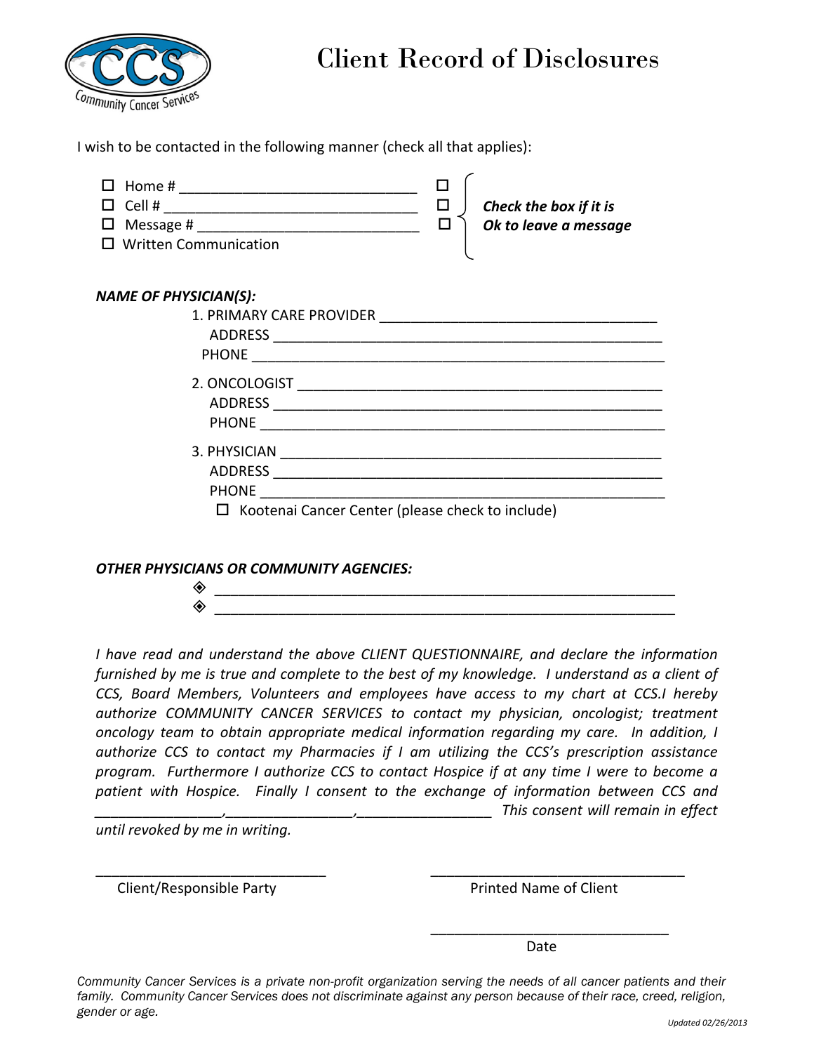# Client Record of Disclosures

I wish to be contacted in the following manner (check all that applies):

- ☐ Home # _____________________________ ☐
- ☐ Cell # _______________________________ ☐
- ☐ Message # ___________________________ ☐
- ☐ Written Communication

***Check the box if it is Ok to leave a message***

***NAME OF PHYSICIAN(S):***

1. PRIMARY CARE PROVIDER ___________________________________
   ADDRESS ______________________________________________
   PHONE ________________________________________________

2. ONCOLOGIST ____________________________________________
   ADDRESS ______________________________________________
   PHONE ________________________________________________

3. PHYSICIAN _____________________________________________
   ADDRESS ______________________________________________
   PHONE ________________________________________________
   ☐ Kootenai Cancer Center (please check to include)

***OTHER PHYSICIANS OR COMMUNITY AGENCIES:***

- ◈ ________________________________________________________
- ◈ ________________________________________________________

*I have read and understand the above CLIENT QUESTIONNAIRE, and declare the information furnished by me is true and complete to the best of my knowledge. I understand as a client of CCS, Board Members, Volunteers and employees have access to my chart at CCS.I hereby authorize COMMUNITY CANCER SERVICES to contact my physician, oncologist; treatment oncology team to obtain appropriate medical information regarding my care. In addition, I authorize CCS to contact my Pharmacies if I am utilizing the CCS's prescription assistance program. Furthermore I authorize CCS to contact Hospice if at any time I were to become a patient with Hospice. Finally I consent to the exchange of information between CCS and ________________,________________,_________________ This consent will remain in effect until revoked by me in writing.*

_____________________________
Client/Responsible Party

_____________________________
Printed Name of Client

_____________________________
Date

*Community Cancer Services is a private non-profit organization serving the needs of all cancer patients and their family. Community Cancer Services does not discriminate against any person because of their race, creed, religion, gender or age.*

*Updated 02/26/2013*